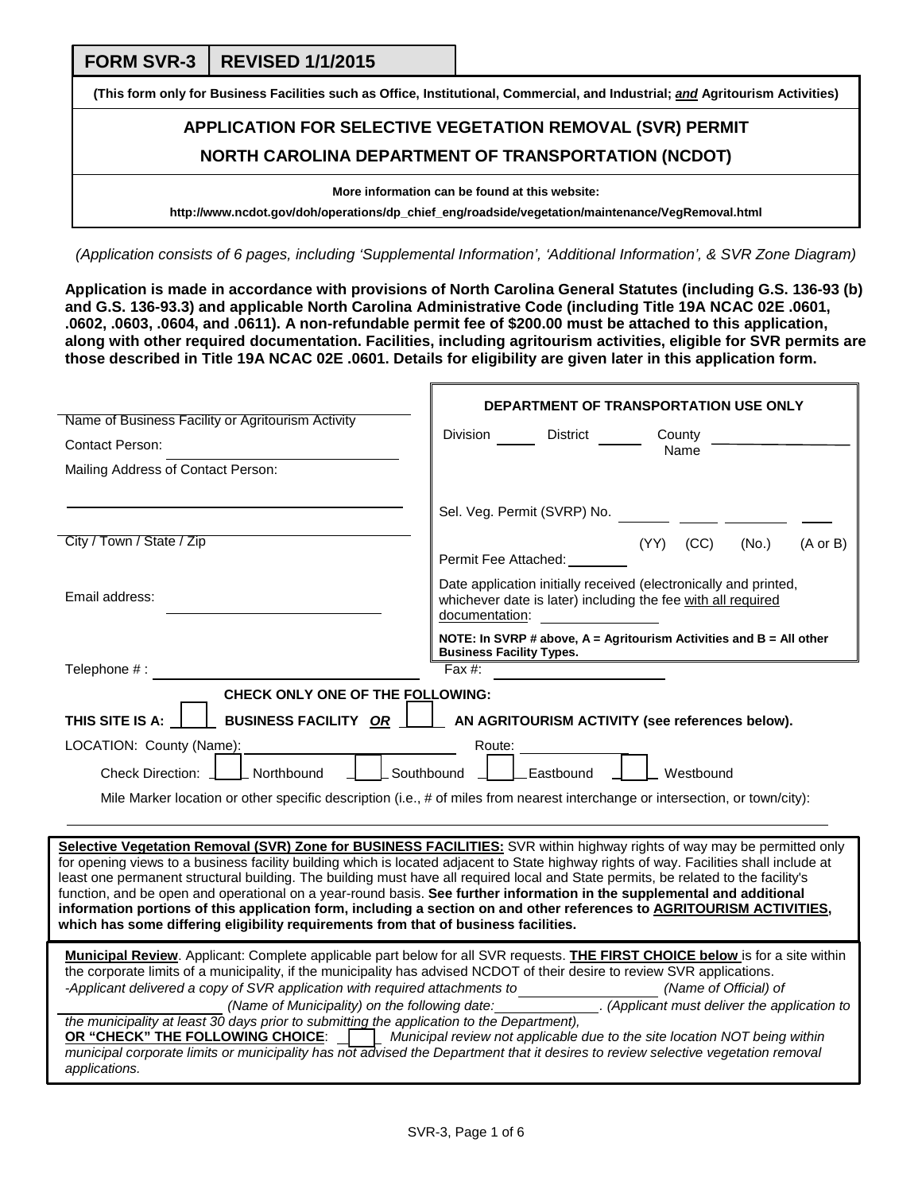| FORM SVR-3 | REVISED 1/1/2015 |
|---|---|

**(This form only for Business Facilities such as Office, Institutional, Commercial, and Industrial; *and* Agritourism Activities)**

## APPLICATION FOR SELECTIVE VEGETATION REMOVAL (SVR) PERMIT

## NORTH CAROLINA DEPARTMENT OF TRANSPORTATION (NCDOT)

**More information can be found at this website:**

**http://www.ncdot.gov/doh/operations/dp_chief_eng/roadside/vegetation/maintenance/VegRemoval.html**

*(Application consists of 6 pages, including 'Supplemental Information', 'Additional Information', & SVR Zone Diagram)*

**Application is made in accordance with provisions of North Carolina General Statutes (including G.S. 136-93 (b) and G.S. 136-93.3) and applicable North Carolina Administrative Code (including Title 19A NCAC 02E .0601, .0602, .0603, .0604, and .0611). A non-refundable permit fee of $200.00 must be attached to this application, along with other required documentation. Facilities, including agritourism activities, eligible for SVR permits are those described in Title 19A NCAC 02E .0601. Details for eligibility are given later in this application form.**

Name of Business Facility or Agritourism Activity ____________________

Contact Person: ____________________

Mailing Address of Contact Person: ____________________

City / Town / State / Zip ____________________

Email address: ____________________

Telephone # : ____________________ Fax #: ____________________

**DEPARTMENT OF TRANSPORTATION USE ONLY**

Division ______ District ______ County Name ______________

Sel. Veg. Permit (SVRP) No. ______ ______ ______ ______
(YY) (CC) (No.) (A or B)

Permit Fee Attached: ________

Date application initially received (electronically and printed, whichever date is later) including the fee with all required documentation: ____________

**NOTE: In SVRP # above, A = Agritourism Activities and B = All other Business Facility Types.**

**CHECK ONLY ONE OF THE FOLLOWING:**

**THIS SITE IS A:** ☐ **BUSINESS FACILITY *OR*** ☐ **AN AGRITOURISM ACTIVITY (see references below).**

LOCATION: County (Name): ____________________ Route: ____________

Check Direction: ☐ Northbound ☐ Southbound ☐ Eastbound ☐ Westbound

Mile Marker location or other specific description (i.e., # of miles from nearest interchange or intersection, or town/city):

____________________________________________________________

**Selective Vegetation Removal (SVR) Zone for BUSINESS FACILITIES:** SVR within highway rights of way may be permitted only for opening views to a business facility building which is located adjacent to State highway rights of way. Facilities shall include at least one permanent structural building. The building must have all required local and State permits, be related to the facility's function, and be open and operational on a year-round basis. **See further information in the supplemental and additional information portions of this application form, including a section on and other references to AGRITOURISM ACTIVITIES, which has some differing eligibility requirements from that of business facilities.**

**Municipal Review**. Applicant: Complete applicable part below for all SVR requests. **THE FIRST CHOICE below** is for a site within the corporate limits of a municipality, if the municipality has advised NCDOT of their desire to review SVR applications.
*-Applicant delivered a copy of SVR application with required attachments to* ______________ *(Name of Official) of* ______________ *(Name of Municipality) on the following date:* ______________. *(Applicant must deliver the application to the municipality at least 30 days prior to submitting the application to the Department),*
**OR "CHECK" THE FOLLOWING CHOICE**: ☐ *Municipal review not applicable due to the site location NOT being within municipal corporate limits or municipality has not advised the Department that it desires to review selective vegetation removal applications.*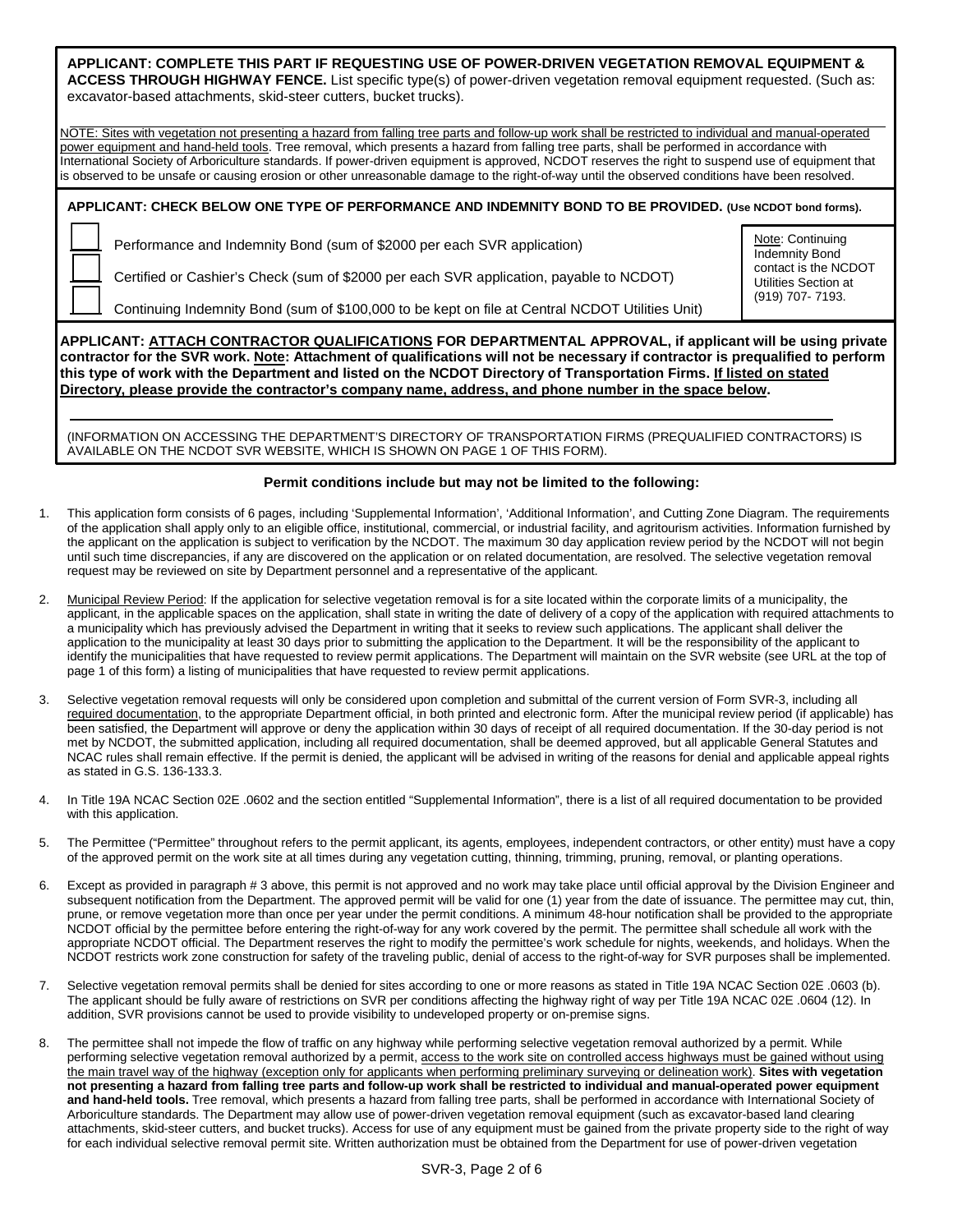**APPLICANT: COMPLETE THIS PART IF REQUESTING USE OF POWER-DRIVEN VEGETATION REMOVAL EQUIPMENT & ACCESS THROUGH HIGHWAY FENCE.** List specific type(s) of power-driven vegetation removal equipment requested. (Such as: excavator-based attachments, skid-steer cutters, bucket trucks).

NOTE: Sites with vegetation not presenting a hazard from falling tree parts and follow-up work shall be restricted to individual and manual-operated power equipment and hand-held tools. Tree removal, which presents a hazard from falling tree parts, shall be performed in accordance with International Society of Arboriculture standards. If power-driven equipment is approved, NCDOT reserves the right to suspend use of equipment that is observed to be unsafe or causing erosion or other unreasonable damage to the right-of-way until the observed conditions have been resolved.

**APPLICANT: CHECK BELOW ONE TYPE OF PERFORMANCE AND INDEMNITY BOND TO BE PROVIDED. (Use NCDOT bond forms).**

- [ ] Performance and Indemnity Bond (sum of $2000 per each SVR application)
- [ ] Certified or Cashier's Check (sum of $2000 per each SVR application, payable to NCDOT)
- [ ] Continuing Indemnity Bond (sum of $100,000 to be kept on file at Central NCDOT Utilities Unit)

Note: Continuing Indemnity Bond contact is the NCDOT Utilities Section at (919) 707- 7193.

**APPLICANT: ATTACH CONTRACTOR QUALIFICATIONS FOR DEPARTMENTAL APPROVAL, if applicant will be using private contractor for the SVR work. Note: Attachment of qualifications will not be necessary if contractor is prequalified to perform this type of work with the Department and listed on the NCDOT Directory of Transportation Firms. If listed on stated Directory, please provide the contractor's company name, address, and phone number in the space below.**

(INFORMATION ON ACCESSING THE DEPARTMENT'S DIRECTORY OF TRANSPORTATION FIRMS (PREQUALIFIED CONTRACTORS) IS AVAILABLE ON THE NCDOT SVR WEBSITE, WHICH IS SHOWN ON PAGE 1 OF THIS FORM).

**Permit conditions include but may not be limited to the following:**

1. This application form consists of 6 pages, including 'Supplemental Information', 'Additional Information', and Cutting Zone Diagram. The requirements of the application shall apply only to an eligible office, institutional, commercial, or industrial facility, and agritourism activities. Information furnished by the applicant on the application is subject to verification by the NCDOT. The maximum 30 day application review period by the NCDOT will not begin until such time discrepancies, if any are discovered on the application or on related documentation, are resolved. The selective vegetation removal request may be reviewed on site by Department personnel and a representative of the applicant.

2. Municipal Review Period: If the application for selective vegetation removal is for a site located within the corporate limits of a municipality, the applicant, in the applicable spaces on the application, shall state in writing the date of delivery of a copy of the application with required attachments to a municipality which has previously advised the Department in writing that it seeks to review such applications. The applicant shall deliver the application to the municipality at least 30 days prior to submitting the application to the Department. It will be the responsibility of the applicant to identify the municipalities that have requested to review permit applications. The Department will maintain on the SVR website (see URL at the top of page 1 of this form) a listing of municipalities that have requested to review permit applications.

3. Selective vegetation removal requests will only be considered upon completion and submittal of the current version of Form SVR-3, including all required documentation, to the appropriate Department official, in both printed and electronic form. After the municipal review period (if applicable) has been satisfied, the Department will approve or deny the application within 30 days of receipt of all required documentation. If the 30-day period is not met by NCDOT, the submitted application, including all required documentation, shall be deemed approved, but all applicable General Statutes and NCAC rules shall remain effective. If the permit is denied, the applicant will be advised in writing of the reasons for denial and applicable appeal rights as stated in G.S. 136-133.3.

4. In Title 19A NCAC Section 02E .0602 and the section entitled "Supplemental Information", there is a list of all required documentation to be provided with this application.

5. The Permittee ("Permittee" throughout refers to the permit applicant, its agents, employees, independent contractors, or other entity) must have a copy of the approved permit on the work site at all times during any vegetation cutting, thinning, trimming, pruning, removal, or planting operations.

6. Except as provided in paragraph # 3 above, this permit is not approved and no work may take place until official approval by the Division Engineer and subsequent notification from the Department. The approved permit will be valid for one (1) year from the date of issuance. The permittee may cut, thin, prune, or remove vegetation more than once per year under the permit conditions. A minimum 48-hour notification shall be provided to the appropriate NCDOT official by the permittee before entering the right-of-way for any work covered by the permit. The permittee shall schedule all work with the appropriate NCDOT official. The Department reserves the right to modify the permittee's work schedule for nights, weekends, and holidays. When the NCDOT restricts work zone construction for safety of the traveling public, denial of access to the right-of-way for SVR purposes shall be implemented.

7. Selective vegetation removal permits shall be denied for sites according to one or more reasons as stated in Title 19A NCAC Section 02E .0603 (b). The applicant should be fully aware of restrictions on SVR per conditions affecting the highway right of way per Title 19A NCAC 02E .0604 (12). In addition, SVR provisions cannot be used to provide visibility to undeveloped property or on-premise signs.

8. The permittee shall not impede the flow of traffic on any highway while performing selective vegetation removal authorized by a permit. While performing selective vegetation removal authorized by a permit, access to the work site on controlled access highways must be gained without using the main travel way of the highway (exception only for applicants when performing preliminary surveying or delineation work). **Sites with vegetation not presenting a hazard from falling tree parts and follow-up work shall be restricted to individual and manual-operated power equipment and hand-held tools.** Tree removal, which presents a hazard from falling tree parts, shall be performed in accordance with International Society of Arboriculture standards. The Department may allow use of power-driven vegetation removal equipment (such as excavator-based land clearing attachments, skid-steer cutters, and bucket trucks). Access for use of any equipment must be gained from the private property side to the right of way for each individual selective removal permit site. Written authorization must be obtained from the Department for use of power-driven vegetation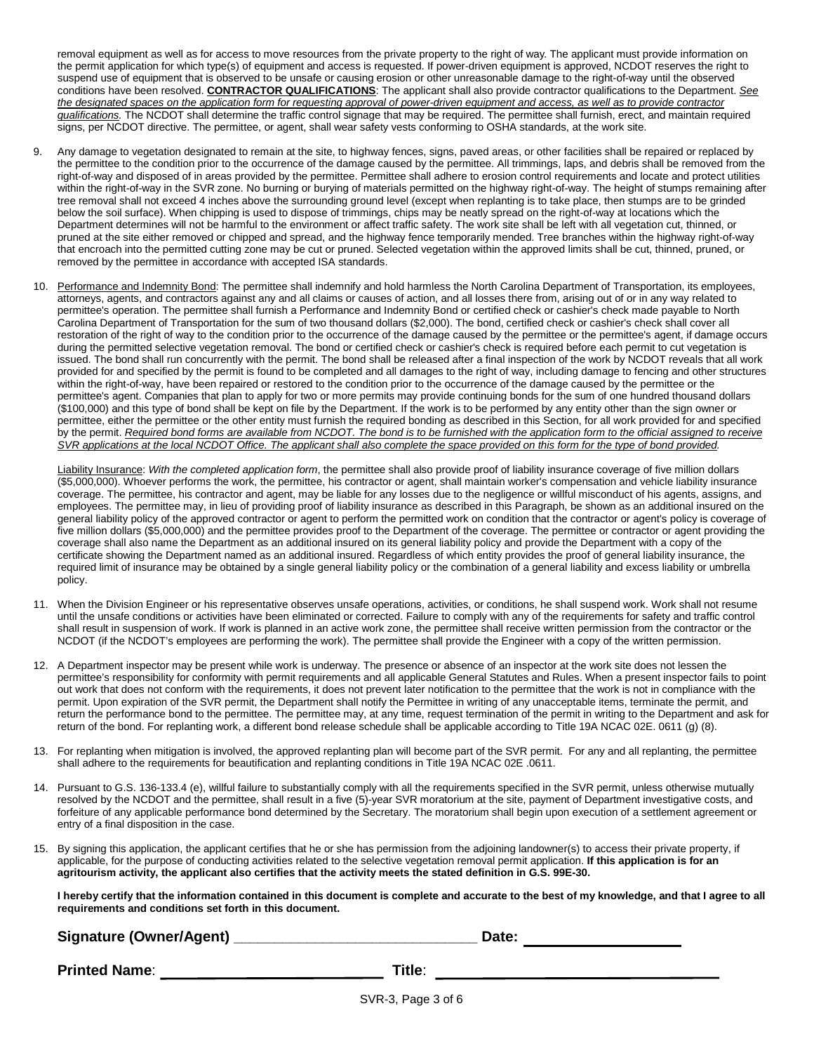removal equipment as well as for access to move resources from the private property to the right of way. The applicant must provide information on the permit application for which type(s) of equipment and access is requested. If power-driven equipment is approved, NCDOT reserves the right to suspend use of equipment that is observed to be unsafe or causing erosion or other unreasonable damage to the right-of-way until the observed conditions have been resolved. **CONTRACTOR QUALIFICATIONS**: The applicant shall also provide contractor qualifications to the Department. *See the designated spaces on the application form for requesting approval of power-driven equipment and access, as well as to provide contractor qualifications.* The NCDOT shall determine the traffic control signage that may be required. The permittee shall furnish, erect, and maintain required signs, per NCDOT directive. The permittee, or agent, shall wear safety vests conforming to OSHA standards, at the work site.

9. Any damage to vegetation designated to remain at the site, to highway fences, signs, paved areas, or other facilities shall be repaired or replaced by the permittee to the condition prior to the occurrence of the damage caused by the permittee. All trimmings, laps, and debris shall be removed from the right-of-way and disposed of in areas provided by the permittee. Permittee shall adhere to erosion control requirements and locate and protect utilities within the right-of-way in the SVR zone. No burning or burying of materials permitted on the highway right-of-way. The height of stumps remaining after tree removal shall not exceed 4 inches above the surrounding ground level (except when replanting is to take place, then stumps are to be grinded below the soil surface). When chipping is used to dispose of trimmings, chips may be neatly spread on the right-of-way at locations which the Department determines will not be harmful to the environment or affect traffic safety. The work site shall be left with all vegetation cut, thinned, or pruned at the site either removed or chipped and spread, and the highway fence temporarily mended. Tree branches within the highway right-of-way that encroach into the permitted cutting zone may be cut or pruned. Selected vegetation within the approved limits shall be cut, thinned, pruned, or removed by the permittee in accordance with accepted ISA standards.

10. Performance and Indemnity Bond: The permittee shall indemnify and hold harmless the North Carolina Department of Transportation, its employees, attorneys, agents, and contractors against any and all claims or causes of action, and all losses there from, arising out of or in any way related to permittee's operation. The permittee shall furnish a Performance and Indemnity Bond or certified check or cashier's check made payable to North Carolina Department of Transportation for the sum of two thousand dollars ($2,000). The bond, certified check or cashier's check shall cover all restoration of the right of way to the condition prior to the occurrence of the damage caused by the permittee or the permittee's agent, if damage occurs during the permitted selective vegetation removal. The bond or certified check or cashier's check is required before each permit to cut vegetation is issued. The bond shall run concurrently with the permit. The bond shall be released after a final inspection of the work by NCDOT reveals that all work provided for and specified by the permit is found to be completed and all damages to the right of way, including damage to fencing and other structures within the right-of-way, have been repaired or restored to the condition prior to the occurrence of the damage caused by the permittee or the permittee's agent. Companies that plan to apply for two or more permits may provide continuing bonds for the sum of one hundred thousand dollars ($100,000) and this type of bond shall be kept on file by the Department. If the work is to be performed by any entity other than the sign owner or permittee, either the permittee or the other entity must furnish the required bonding as described in this Section, for all work provided for and specified by the permit. *Required bond forms are available from NCDOT. The bond is to be furnished with the application form to the official assigned to receive SVR applications at the local NCDOT Office. The applicant shall also complete the space provided on this form for the type of bond provided.*

    Liability Insurance: *With the completed application form*, the permittee shall also provide proof of liability insurance coverage of five million dollars ($5,000,000). Whoever performs the work, the permittee, his contractor or agent, shall maintain worker's compensation and vehicle liability insurance coverage. The permittee, his contractor and agent, may be liable for any losses due to the negligence or willful misconduct of his agents, assigns, and employees. The permittee may, in lieu of providing proof of liability insurance as described in this Paragraph, be shown as an additional insured on the general liability policy of the approved contractor or agent to perform the permitted work on condition that the contractor or agent's policy is coverage of five million dollars ($5,000,000) and the permittee provides proof to the Department of the coverage. The permittee or contractor or agent providing the coverage shall also name the Department as an additional insured on its general liability policy and provide the Department with a copy of the certificate showing the Department named as an additional insured. Regardless of which entity provides the proof of general liability insurance, the required limit of insurance may be obtained by a single general liability policy or the combination of a general liability and excess liability or umbrella policy.

11. When the Division Engineer or his representative observes unsafe operations, activities, or conditions, he shall suspend work. Work shall not resume until the unsafe conditions or activities have been eliminated or corrected. Failure to comply with any of the requirements for safety and traffic control shall result in suspension of work. If work is planned in an active work zone, the permittee shall receive written permission from the contractor or the NCDOT (if the NCDOT's employees are performing the work). The permittee shall provide the Engineer with a copy of the written permission.

12. A Department inspector may be present while work is underway. The presence or absence of an inspector at the work site does not lessen the permittee's responsibility for conformity with permit requirements and all applicable General Statutes and Rules. When a present inspector fails to point out work that does not conform with the requirements, it does not prevent later notification to the permittee that the work is not in compliance with the permit. Upon expiration of the SVR permit, the Department shall notify the Permittee in writing of any unacceptable items, terminate the permit, and return the performance bond to the permittee. The permittee may, at any time, request termination of the permit in writing to the Department and ask for return of the bond. For replanting work, a different bond release schedule shall be applicable according to Title 19A NCAC 02E. 0611 (g) (8).

13. For replanting when mitigation is involved, the approved replanting plan will become part of the SVR permit. For any and all replanting, the permittee shall adhere to the requirements for beautification and replanting conditions in Title 19A NCAC 02E .0611.

14. Pursuant to G.S. 136-133.4 (e), willful failure to substantially comply with all the requirements specified in the SVR permit, unless otherwise mutually resolved by the NCDOT and the permittee, shall result in a five (5)-year SVR moratorium at the site, payment of Department investigative costs, and forfeiture of any applicable performance bond determined by the Secretary. The moratorium shall begin upon execution of a settlement agreement or entry of a final disposition in the case.

15. By signing this application, the applicant certifies that he or she has permission from the adjoining landowner(s) to access their private property, if applicable, for the purpose of conducting activities related to the selective vegetation removal permit application. **If this application is for an agritourism activity, the applicant also certifies that the activity meets the stated definition in G.S. 99E-30.**

**I hereby certify that the information contained in this document is complete and accurate to the best of my knowledge, and that I agree to all requirements and conditions set forth in this document.**

**Signature (Owner/Agent)** ______________________________ **Date:** __________________

**Printed Name**: ________________________ **Title**: ________________________________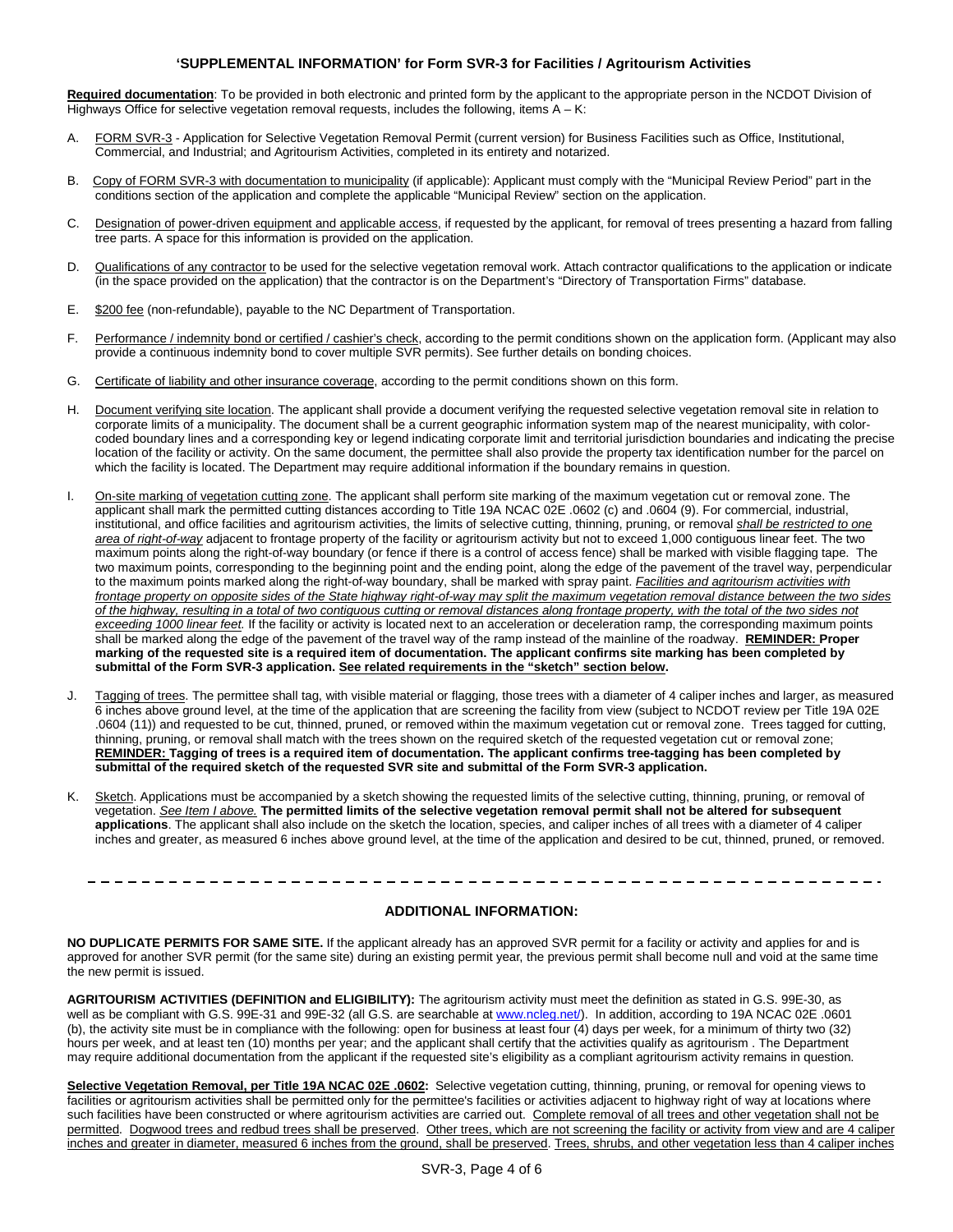## 'SUPPLEMENTAL INFORMATION' for Form SVR-3 for Facilities / Agritourism Activities

**Required documentation**: To be provided in both electronic and printed form by the applicant to the appropriate person in the NCDOT Division of Highways Office for selective vegetation removal requests, includes the following, items A – K:

A. FORM SVR-3 - Application for Selective Vegetation Removal Permit (current version) for Business Facilities such as Office, Institutional, Commercial, and Industrial; and Agritourism Activities, completed in its entirety and notarized.

B. Copy of FORM SVR-3 with documentation to municipality (if applicable): Applicant must comply with the "Municipal Review Period" part in the conditions section of the application and complete the applicable "Municipal Review" section on the application.

C. Designation of power-driven equipment and applicable access, if requested by the applicant, for removal of trees presenting a hazard from falling tree parts. A space for this information is provided on the application.

D. Qualifications of any contractor to be used for the selective vegetation removal work. Attach contractor qualifications to the application or indicate (in the space provided on the application) that the contractor is on the Department's "Directory of Transportation Firms" database.

E. $200 fee (non-refundable), payable to the NC Department of Transportation.

F. Performance / indemnity bond or certified / cashier's check, according to the permit conditions shown on the application form. (Applicant may also provide a continuous indemnity bond to cover multiple SVR permits). See further details on bonding choices.

G. Certificate of liability and other insurance coverage, according to the permit conditions shown on this form.

H. Document verifying site location. The applicant shall provide a document verifying the requested selective vegetation removal site in relation to corporate limits of a municipality. The document shall be a current geographic information system map of the nearest municipality, with color-coded boundary lines and a corresponding key or legend indicating corporate limit and territorial jurisdiction boundaries and indicating the precise location of the facility or activity. On the same document, the permittee shall also provide the property tax identification number for the parcel on which the facility is located. The Department may require additional information if the boundary remains in question.

I. On-site marking of vegetation cutting zone. The applicant shall perform site marking of the maximum vegetation cut or removal zone. The applicant shall mark the permitted cutting distances according to Title 19A NCAC 02E .0602 (c) and .0604 (9). For commercial, industrial, institutional, and office facilities and agritourism activities, the limits of selective cutting, thinning, pruning, or removal *shall be restricted to one area of right-of-way* adjacent to frontage property of the facility or agritourism activity but not to exceed 1,000 contiguous linear feet. The two maximum points along the right-of-way boundary (or fence if there is a control of access fence) shall be marked with visible flagging tape. The two maximum points, corresponding to the beginning point and the ending point, along the edge of the pavement of the travel way, perpendicular to the maximum points marked along the right-of-way boundary, shall be marked with spray paint. *Facilities and agritourism activities with frontage property on opposite sides of the State highway right-of-way may split the maximum vegetation removal distance between the two sides of the highway, resulting in a total of two contiguous cutting or removal distances along frontage property, with the total of the two sides not exceeding 1000 linear feet.* If the facility or activity is located next to an acceleration or deceleration ramp, the corresponding maximum points shall be marked along the edge of the pavement of the travel way of the ramp instead of the mainline of the roadway. **REMINDER: Proper marking of the requested site is a required item of documentation. The applicant confirms site marking has been completed by submittal of the Form SVR-3 application. See related requirements in the "sketch" section below.**

J. Tagging of trees. The permittee shall tag, with visible material or flagging, those trees with a diameter of 4 caliper inches and larger, as measured 6 inches above ground level, at the time of the application that are screening the facility from view (subject to NCDOT review per Title 19A 02E .0604 (11)) and requested to be cut, thinned, pruned, or removed within the maximum vegetation cut or removal zone. Trees tagged for cutting, thinning, pruning, or removal shall match with the trees shown on the required sketch of the requested vegetation cut or removal zone; **REMINDER: Tagging of trees is a required item of documentation. The applicant confirms tree-tagging has been completed by submittal of the required sketch of the requested SVR site and submittal of the Form SVR-3 application.**

K. Sketch. Applications must be accompanied by a sketch showing the requested limits of the selective cutting, thinning, pruning, or removal of vegetation. *See Item I above.* **The permitted limits of the selective vegetation removal permit shall not be altered for subsequent applications**. The applicant shall also include on the sketch the location, species, and caliper inches of all trees with a diameter of 4 caliper inches and greater, as measured 6 inches above ground level, at the time of the application and desired to be cut, thinned, pruned, or removed.

---

### ADDITIONAL INFORMATION:

**NO DUPLICATE PERMITS FOR SAME SITE.** If the applicant already has an approved SVR permit for a facility or activity and applies for and is approved for another SVR permit (for the same site) during an existing permit year, the previous permit shall become null and void at the same time the new permit is issued.

**AGRITOURISM ACTIVITIES (DEFINITION and ELIGIBILITY):** The agritourism activity must meet the definition as stated in G.S. 99E-30, as well as be compliant with G.S. 99E-31 and 99E-32 (all G.S. are searchable at www.ncleg.net/). In addition, according to 19A NCAC 02E .0601 (b), the activity site must be in compliance with the following: open for business at least four (4) days per week, for a minimum of thirty two (32) hours per week, and at least ten (10) months per year; and the applicant shall certify that the activities qualify as agritourism . The Department may require additional documentation from the applicant if the requested site's eligibility as a compliant agritourism activity remains in question.

**Selective Vegetation Removal, per Title 19A NCAC 02E .0602:** Selective vegetation cutting, thinning, pruning, or removal for opening views to facilities or agritourism activities shall be permitted only for the permittee's facilities or activities adjacent to highway right of way at locations where such facilities have been constructed or where agritourism activities are carried out. Complete removal of all trees and other vegetation shall not be permitted. Dogwood trees and redbud trees shall be preserved. Other trees, which are not screening the facility or activity from view and are 4 caliper inches and greater in diameter, measured 6 inches from the ground, shall be preserved. Trees, shrubs, and other vegetation less than 4 caliper inches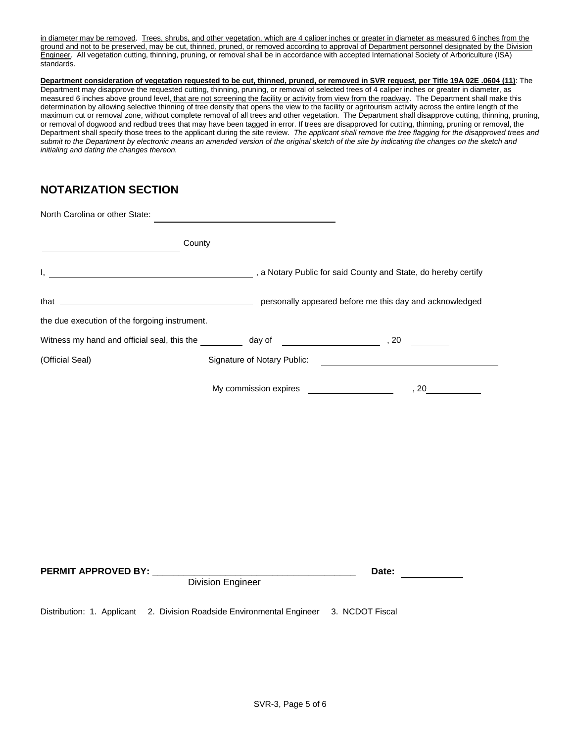in diameter may be removed. Trees, shrubs, and other vegetation, which are 4 caliper inches or greater in diameter as measured 6 inches from the ground and not to be preserved, may be cut, thinned, pruned, or removed according to approval of Department personnel designated by the Division Engineer. All vegetation cutting, thinning, pruning, or removal shall be in accordance with accepted International Society of Arboriculture (ISA) standards.

**Department consideration of vegetation requested to be cut, thinned, pruned, or removed in SVR request, per Title 19A 02E .0604 (11)**: The Department may disapprove the requested cutting, thinning, pruning, or removal of selected trees of 4 caliper inches or greater in diameter, as measured 6 inches above ground level, that are not screening the facility or activity from view from the roadway. The Department shall make this determination by allowing selective thinning of tree density that opens the view to the facility or agritourism activity across the entire length of the maximum cut or removal zone, without complete removal of all trees and other vegetation. The Department shall disapprove cutting, thinning, pruning, or removal of dogwood and redbud trees that may have been tagged in error. If trees are disapproved for cutting, thinning, pruning or removal, the Department shall specify those trees to the applicant during the site review. *The applicant shall remove the tree flagging for the disapproved trees and submit to the Department by electronic means an amended version of the original sketch of the site by indicating the changes on the sketch and initialing and dating the changes thereon.*

## NOTARIZATION SECTION

North Carolina or other State: ____________________

____________________ County

I, ____________________, a Notary Public for said County and State, do hereby certify

that ____________________ personally appeared before me this day and acknowledged

the due execution of the forgoing instrument.

Witness my hand and official seal, this the ________ day of ____________________, 20________

(Official Seal) Signature of Notary Public: ____________________

My commission expires ____________________, 20________

**PERMIT APPROVED BY:** ____________________ **Date:** ____________

Division Engineer

Distribution: 1. Applicant 2. Division Roadside Environmental Engineer 3. NCDOT Fiscal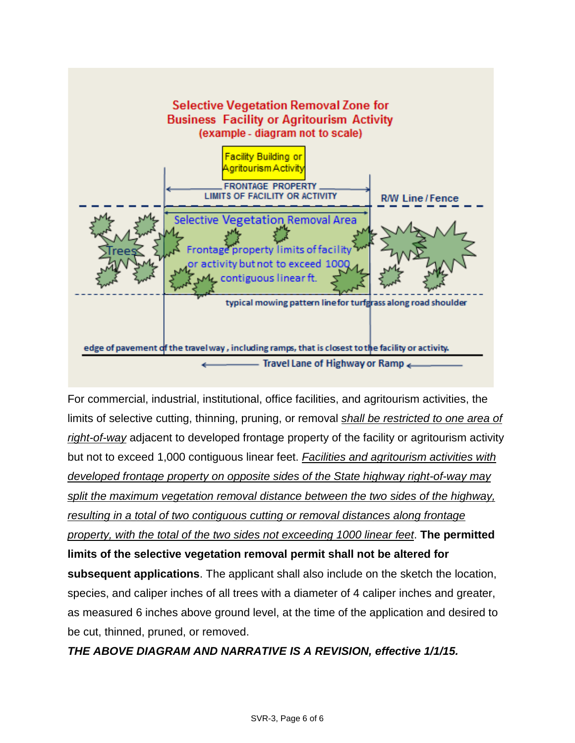Selective Vegetation Removal Zone for
Business Facility or Agritourism Activity
(example - diagram not to scale)

Facility Building or Agritourism Activity

FRONTAGE PROPERTY
LIMITS OF FACILITY OR ACTIVITY

R/W Line / Fence

Selective Vegetation Removal Area

Trees

Frontage property limits of facility or activity but not to exceed 1000 contiguous linear ft.

typical mowing pattern line for turfgrass along road shoulder

edge of pavement of the travel way, including ramps, that is closest to the facility or activity.

Travel Lane of Highway or Ramp

For commercial, industrial, institutional, office facilities, and agritourism activities, the limits of selective cutting, thinning, pruning, or removal *shall be restricted to one area of right-of-way* adjacent to developed frontage property of the facility or agritourism activity but not to exceed 1,000 contiguous linear feet. *Facilities and agritourism activities with developed frontage property on opposite sides of the State highway right-of-way may split the maximum vegetation removal distance between the two sides of the highway, resulting in a total of two contiguous cutting or removal distances along frontage property, with the total of the two sides not exceeding 1000 linear feet*. **The permitted limits of the selective vegetation removal permit shall not be altered for subsequent applications**. The applicant shall also include on the sketch the location, species, and caliper inches of all trees with a diameter of 4 caliper inches and greater, as measured 6 inches above ground level, at the time of the application and desired to be cut, thinned, pruned, or removed.

***THE ABOVE DIAGRAM AND NARRATIVE IS A REVISION, effective 1/1/15.***